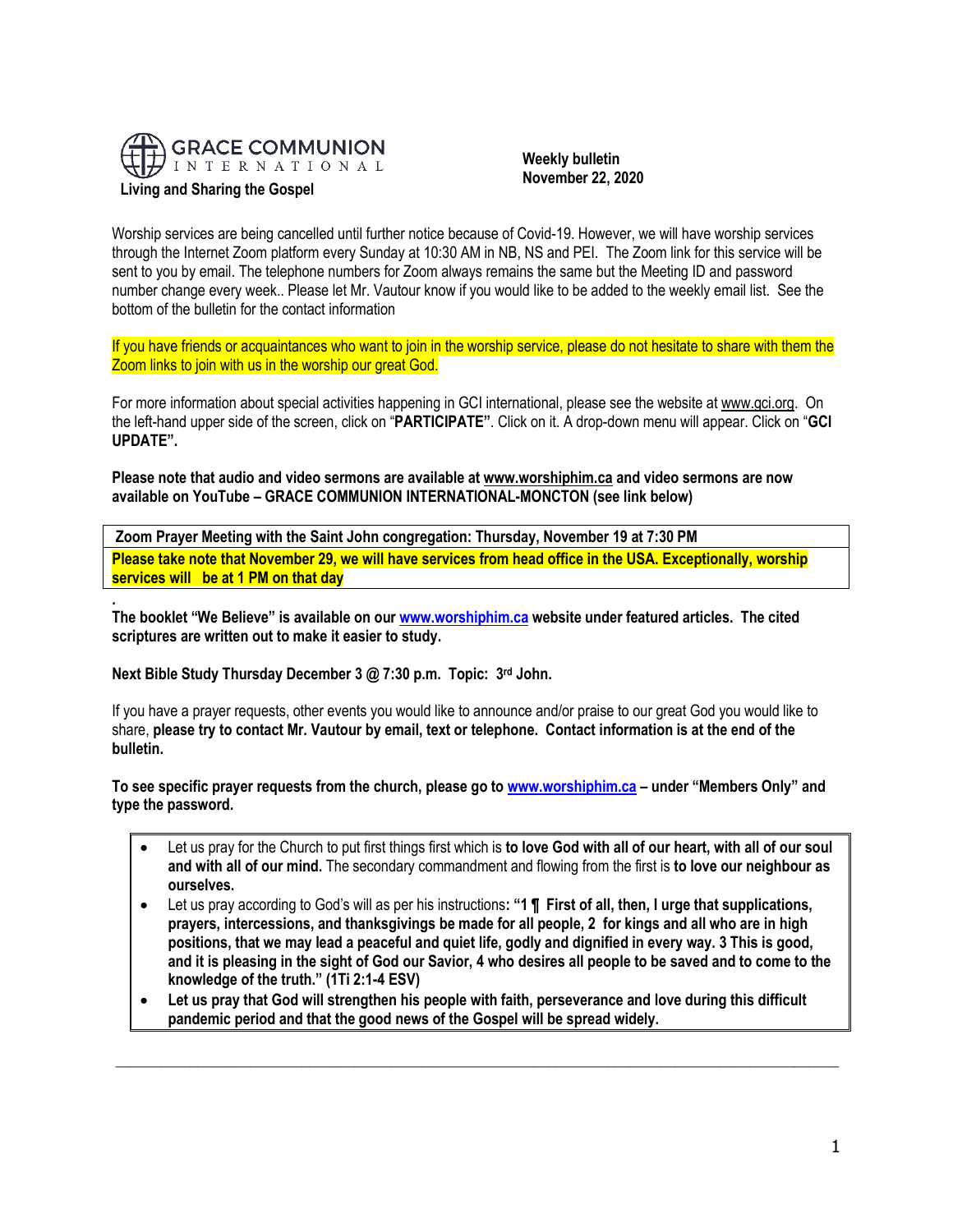GRACE COMMUNION INTERNATIONAL

**Living and Sharing the Gospel**

**Weekly bulletin**
**November 22, 2020**

Worship services are being cancelled until further notice because of Covid-19. However, we will have worship services through the Internet Zoom platform every Sunday at 10:30 AM in NB, NS and PEI. The Zoom link for this service will be sent to you by email. The telephone numbers for Zoom always remains the same but the Meeting ID and password number change every week.. Please let Mr. Vautour know if you would like to be added to the weekly email list. See the bottom of the bulletin for the contact information

If you have friends or acquaintances who want to join in the worship service, please do not hesitate to share with them the Zoom links to join with us in the worship our great God.

For more information about special activities happening in GCI international, please see the website at www.gci.org. On the left-hand upper side of the screen, click on "**PARTICIPATE**". Click on it. A drop-down menu will appear. Click on "**GCI UPDATE".**

**Please note that audio and video sermons are available at www.worshiphim.ca and video sermons are now available on YouTube – GRACE COMMUNION INTERNATIONAL-MONCTON (see link below)**

| **Zoom Prayer Meeting with the Saint John congregation: Thursday, November 19 at 7:30 PM** |
|---|
| **Please take note that November 29, we will have services from head office in the USA. Exceptionally, worship services will be at 1 PM on that day** |

**The booklet "We Believe" is available on our www.worshiphim.ca website under featured articles. The cited scriptures are written out to make it easier to study.**

**Next Bible Study Thursday December 3 @ 7:30 p.m. Topic: 3rd John.**

If you have a prayer requests, other events you would like to announce and/or praise to our great God you would like to share, **please try to contact Mr. Vautour by email, text or telephone. Contact information is at the end of the bulletin.**

**To see specific prayer requests from the church, please go to www.worshiphim.ca – under "Members Only" and type the password.**

- Let us pray for the Church to put first things first which is **to love God with all of our heart, with all of our soul and with all of our mind.** The secondary commandment and flowing from the first is **to love our neighbour as ourselves.**
- Let us pray according to God's will as per his instructions**: "1 ¶ First of all, then, I urge that supplications, prayers, intercessions, and thanksgivings be made for all people, 2 for kings and all who are in high positions, that we may lead a peaceful and quiet life, godly and dignified in every way. 3 This is good, and it is pleasing in the sight of God our Savior, 4 who desires all people to be saved and to come to the knowledge of the truth." (1Ti 2:1-4 ESV)**
- **Let us pray that God will strengthen his people with faith, perseverance and love during this difficult pandemic period and that the good news of the Gospel will be spread widely.**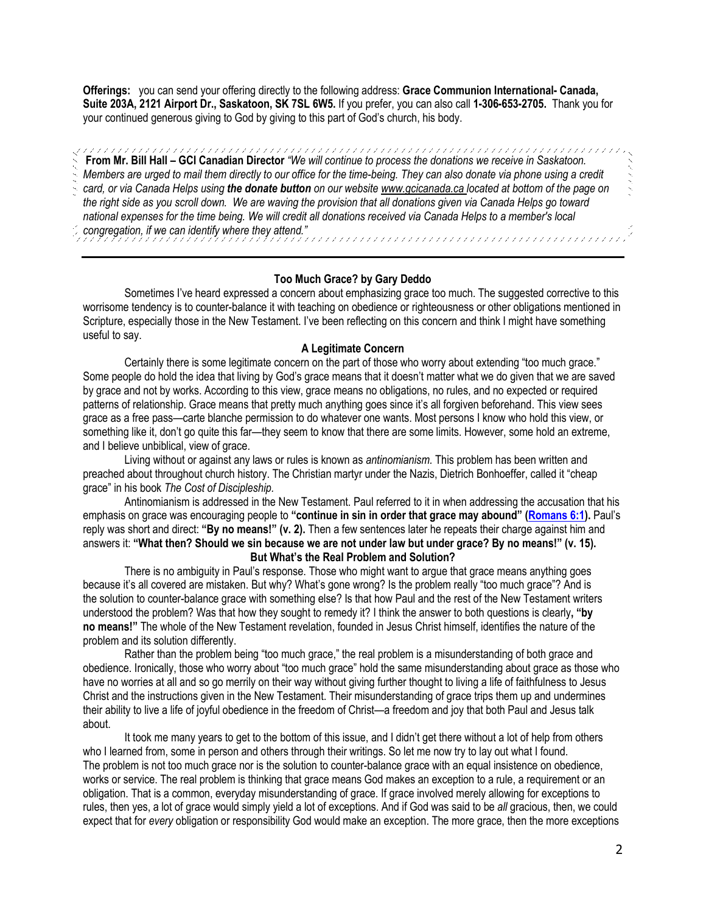**Offerings:** you can send your offering directly to the following address: **Grace Communion International- Canada, Suite 203A, 2121 Airport Dr., Saskatoon, SK 7SL 6W5.** If you prefer, you can also call **1-306-653-2705.** Thank you for your continued generous giving to God by giving to this part of God's church, his body.

**From Mr. Bill Hall – GCI Canadian Director** *"We will continue to process the donations we receive in Saskatoon. Members are urged to mail them directly to our office for the time-being. They can also donate via phone using a credit card, or via Canada Helps using **the donate button** on our website www.gcicanada.ca located at bottom of the page on the right side as you scroll down. We are waving the provision that all donations given via Canada Helps go toward national expenses for the time being. We will credit all donations received via Canada Helps to a member's local congregation, if we can identify where they attend."*

---

## Too Much Grace? by Gary Deddo

Sometimes I've heard expressed a concern about emphasizing grace too much. The suggested corrective to this worrisome tendency is to counter-balance it with teaching on obedience or righteousness or other obligations mentioned in Scripture, especially those in the New Testament. I've been reflecting on this concern and think I might have something useful to say.

### A Legitimate Concern

Certainly there is some legitimate concern on the part of those who worry about extending "too much grace." Some people do hold the idea that living by God's grace means that it doesn't matter what we do given that we are saved by grace and not by works. According to this view, grace means no obligations, no rules, and no expected or required patterns of relationship. Grace means that pretty much anything goes since it's all forgiven beforehand. This view sees grace as a free pass—carte blanche permission to do whatever one wants. Most persons I know who hold this view, or something like it, don't go quite this far—they seem to know that there are some limits. However, some hold an extreme, and I believe unbiblical, view of grace.

Living without or against any laws or rules is known as *antinomianism.* This problem has been written and preached about throughout church history. The Christian martyr under the Nazis, Dietrich Bonhoeffer, called it "cheap grace" in his book *The Cost of Discipleship.*

Antinomianism is addressed in the New Testament. Paul referred to it in when addressing the accusation that his emphasis on grace was encouraging people to **"continue in sin in order that grace may abound" (Romans 6:1).** Paul's reply was short and direct: **"By no means!" (v. 2).** Then a few sentences later he repeats their charge against him and answers it: **"What then? Should we sin because we are not under law but under grace? By no means!" (v. 15).**

### But What's the Real Problem and Solution?

There is no ambiguity in Paul's response. Those who might want to argue that grace means anything goes because it's all covered are mistaken. But why? What's gone wrong? Is the problem really "too much grace"? And is the solution to counter-balance grace with something else? Is that how Paul and the rest of the New Testament writers understood the problem? Was that how they sought to remedy it? I think the answer to both questions is clearly**, "by no means!"** The whole of the New Testament revelation, founded in Jesus Christ himself, identifies the nature of the problem and its solution differently.

Rather than the problem being "too much grace," the real problem is a misunderstanding of both grace and obedience. Ironically, those who worry about "too much grace" hold the same misunderstanding about grace as those who have no worries at all and so go merrily on their way without giving further thought to living a life of faithfulness to Jesus Christ and the instructions given in the New Testament. Their misunderstanding of grace trips them up and undermines their ability to live a life of joyful obedience in the freedom of Christ—a freedom and joy that both Paul and Jesus talk about.

It took me many years to get to the bottom of this issue, and I didn't get there without a lot of help from others who I learned from, some in person and others through their writings. So let me now try to lay out what I found.

The problem is not too much grace nor is the solution to counter-balance grace with an equal insistence on obedience, works or service. The real problem is thinking that grace means God makes an exception to a rule, a requirement or an obligation. That is a common, everyday misunderstanding of grace. If grace involved merely allowing for exceptions to rules, then yes, a lot of grace would simply yield a lot of exceptions. And if God was said to be *all* gracious, then, we could expect that for *every* obligation or responsibility God would make an exception. The more grace, then the more exceptions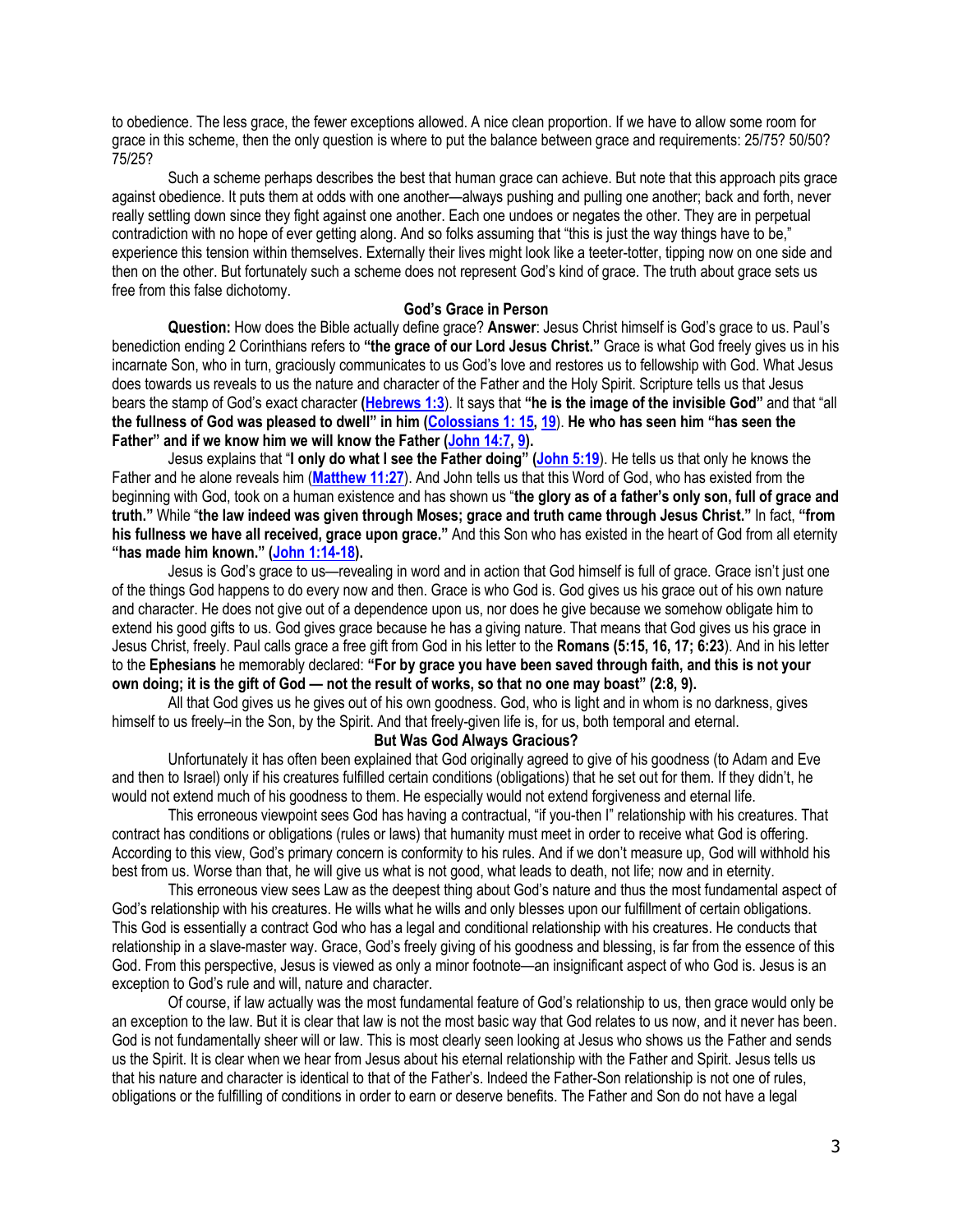to obedience. The less grace, the fewer exceptions allowed. A nice clean proportion. If we have to allow some room for grace in this scheme, then the only question is where to put the balance between grace and requirements: 25/75? 50/50? 75/25?

Such a scheme perhaps describes the best that human grace can achieve. But note that this approach pits grace against obedience. It puts them at odds with one another—always pushing and pulling one another; back and forth, never really settling down since they fight against one another. Each one undoes or negates the other. They are in perpetual contradiction with no hope of ever getting along. And so folks assuming that "this is just the way things have to be," experience this tension within themselves. Externally their lives might look like a teeter-totter, tipping now on one side and then on the other. But fortunately such a scheme does not represent God's kind of grace. The truth about grace sets us free from this false dichotomy.

### God's Grace in Person

**Question:** How does the Bible actually define grace? **Answer**: Jesus Christ himself is God's grace to us. Paul's benediction ending 2 Corinthians refers to **"the grace of our Lord Jesus Christ."** Grace is what God freely gives us in his incarnate Son, who in turn, graciously communicates to us God's love and restores us to fellowship with God. What Jesus does towards us reveals to us the nature and character of the Father and the Holy Spirit. Scripture tells us that Jesus bears the stamp of God's exact character **(Hebrews 1:3**). It says that **"he is the image of the invisible God"** and that "all **the fullness of God was pleased to dwell" in him (Colossians 1: 15, 19**). **He who has seen him "has seen the Father" and if we know him we will know the Father (John 14:7, 9).**

Jesus explains that "**I only do what I see the Father doing" (John 5:19**). He tells us that only he knows the Father and he alone reveals him (**Matthew 11:27**). And John tells us that this Word of God, who has existed from the beginning with God, took on a human existence and has shown us "**the glory as of a father's only son, full of grace and truth."** While "**the law indeed was given through Moses; grace and truth came through Jesus Christ."** In fact, **"from his fullness we have all received, grace upon grace."** And this Son who has existed in the heart of God from all eternity **"has made him known." (John 1:14-18).**

Jesus is God's grace to us—revealing in word and in action that God himself is full of grace. Grace isn't just one of the things God happens to do every now and then. Grace is who God is. God gives us his grace out of his own nature and character. He does not give out of a dependence upon us, nor does he give because we somehow obligate him to extend his good gifts to us. God gives grace because he has a giving nature. That means that God gives us his grace in Jesus Christ, freely. Paul calls grace a free gift from God in his letter to the **Romans (5:15, 16, 17; 6:23**). And in his letter to the **Ephesians** he memorably declared: **"For by grace you have been saved through faith, and this is not your own doing; it is the gift of God — not the result of works, so that no one may boast" (2:8, 9).**

All that God gives us he gives out of his own goodness. God, who is light and in whom is no darkness, gives himself to us freely–in the Son, by the Spirit. And that freely-given life is, for us, both temporal and eternal.

### But Was God Always Gracious?

Unfortunately it has often been explained that God originally agreed to give of his goodness (to Adam and Eve and then to Israel) only if his creatures fulfilled certain conditions (obligations) that he set out for them. If they didn't, he would not extend much of his goodness to them. He especially would not extend forgiveness and eternal life.

This erroneous viewpoint sees God has having a contractual, "if you-then I" relationship with his creatures. That contract has conditions or obligations (rules or laws) that humanity must meet in order to receive what God is offering. According to this view, God's primary concern is conformity to his rules. And if we don't measure up, God will withhold his best from us. Worse than that, he will give us what is not good, what leads to death, not life; now and in eternity.

This erroneous view sees Law as the deepest thing about God's nature and thus the most fundamental aspect of God's relationship with his creatures. He wills what he wills and only blesses upon our fulfillment of certain obligations. This God is essentially a contract God who has a legal and conditional relationship with his creatures. He conducts that relationship in a slave-master way. Grace, God's freely giving of his goodness and blessing, is far from the essence of this God. From this perspective, Jesus is viewed as only a minor footnote—an insignificant aspect of who God is. Jesus is an exception to God's rule and will, nature and character.

Of course, if law actually was the most fundamental feature of God's relationship to us, then grace would only be an exception to the law. But it is clear that law is not the most basic way that God relates to us now, and it never has been. God is not fundamentally sheer will or law. This is most clearly seen looking at Jesus who shows us the Father and sends us the Spirit. It is clear when we hear from Jesus about his eternal relationship with the Father and Spirit. Jesus tells us that his nature and character is identical to that of the Father's. Indeed the Father-Son relationship is not one of rules, obligations or the fulfilling of conditions in order to earn or deserve benefits. The Father and Son do not have a legal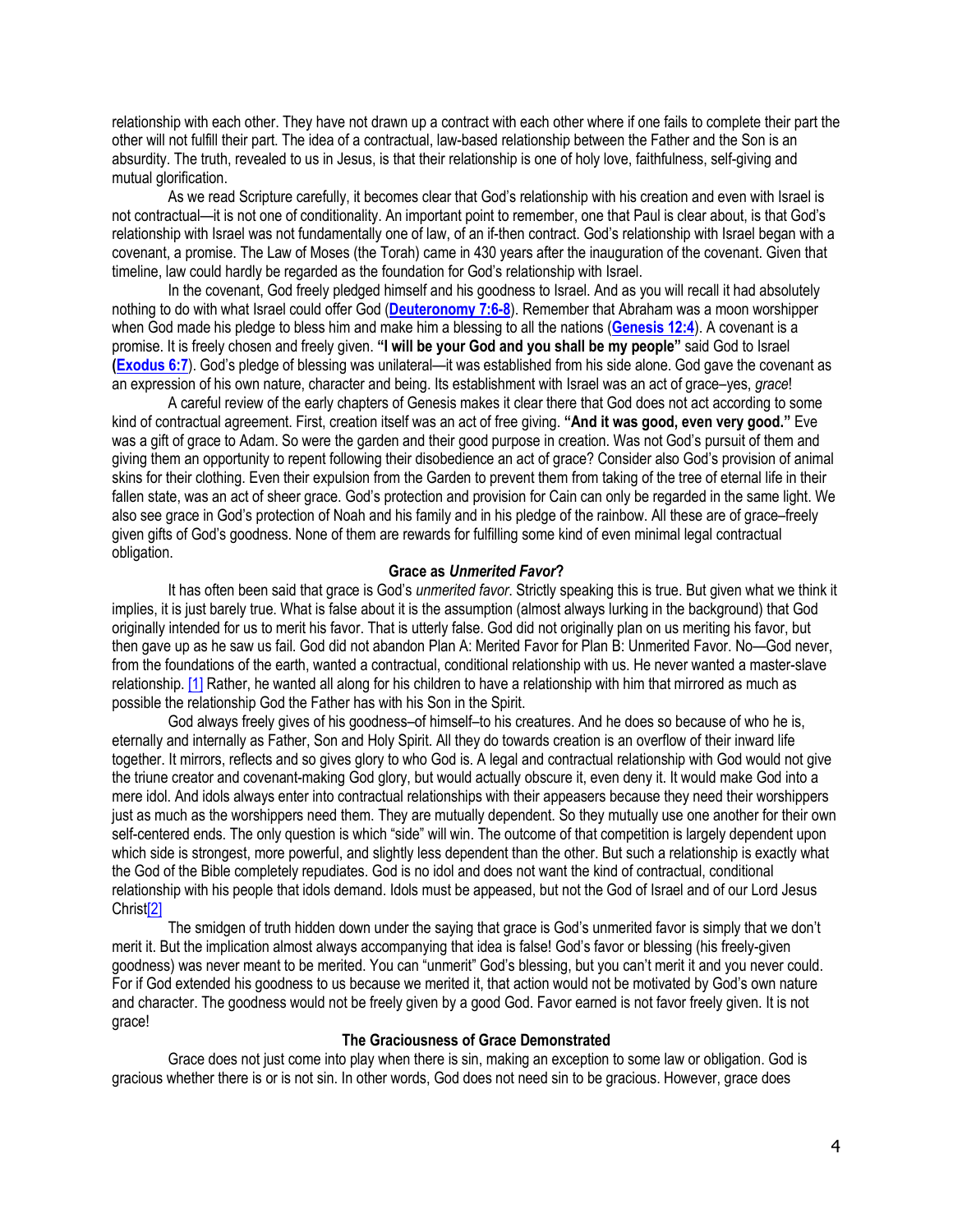relationship with each other. They have not drawn up a contract with each other where if one fails to complete their part the other will not fulfill their part. The idea of a contractual, law-based relationship between the Father and the Son is an absurdity. The truth, revealed to us in Jesus, is that their relationship is one of holy love, faithfulness, self-giving and mutual glorification.

As we read Scripture carefully, it becomes clear that God's relationship with his creation and even with Israel is not contractual—it is not one of conditionality. An important point to remember, one that Paul is clear about, is that God's relationship with Israel was not fundamentally one of law, of an if-then contract. God's relationship with Israel began with a covenant, a promise. The Law of Moses (the Torah) came in 430 years after the inauguration of the covenant. Given that timeline, law could hardly be regarded as the foundation for God's relationship with Israel.

In the covenant, God freely pledged himself and his goodness to Israel. And as you will recall it had absolutely nothing to do with what Israel could offer God (**Deuteronomy 7:6-8**). Remember that Abraham was a moon worshipper when God made his pledge to bless him and make him a blessing to all the nations (**Genesis 12:4**). A covenant is a promise. It is freely chosen and freely given. **"I will be your God and you shall be my people"** said God to Israel (**Exodus 6:7**). God's pledge of blessing was unilateral—it was established from his side alone. God gave the covenant as an expression of his own nature, character and being. Its establishment with Israel was an act of grace–yes, *grace*!

A careful review of the early chapters of Genesis makes it clear there that God does not act according to some kind of contractual agreement. First, creation itself was an act of free giving. **"And it was good, even very good."** Eve was a gift of grace to Adam. So were the garden and their good purpose in creation. Was not God's pursuit of them and giving them an opportunity to repent following their disobedience an act of grace? Consider also God's provision of animal skins for their clothing. Even their expulsion from the Garden to prevent them from taking of the tree of eternal life in their fallen state, was an act of sheer grace. God's protection and provision for Cain can only be regarded in the same light. We also see grace in God's protection of Noah and his family and in his pledge of the rainbow. All these are of grace–freely given gifts of God's goodness. None of them are rewards for fulfilling some kind of even minimal legal contractual obligation.

### Grace as *Unmerited Favor*?

It has often been said that grace is God's *unmerited favor*. Strictly speaking this is true. But given what we think it implies, it is just barely true. What is false about it is the assumption (almost always lurking in the background) that God originally intended for us to merit his favor. That is utterly false. God did not originally plan on us meriting his favor, but then gave up as he saw us fail. God did not abandon Plan A: Merited Favor for Plan B: Unmerited Favor. No—God never, from the foundations of the earth, wanted a contractual, conditional relationship with us. He never wanted a master-slave relationship. [1] Rather, he wanted all along for his children to have a relationship with him that mirrored as much as possible the relationship God the Father has with his Son in the Spirit.

God always freely gives of his goodness–of himself–to his creatures. And he does so because of who he is, eternally and internally as Father, Son and Holy Spirit. All they do towards creation is an overflow of their inward life together. It mirrors, reflects and so gives glory to who God is. A legal and contractual relationship with God would not give the triune creator and covenant-making God glory, but would actually obscure it, even deny it. It would make God into a mere idol. And idols always enter into contractual relationships with their appeasers because they need their worshippers just as much as the worshippers need them. They are mutually dependent. So they mutually use one another for their own self-centered ends. The only question is which "side" will win. The outcome of that competition is largely dependent upon which side is strongest, more powerful, and slightly less dependent than the other. But such a relationship is exactly what the God of the Bible completely repudiates. God is no idol and does not want the kind of contractual, conditional relationship with his people that idols demand. Idols must be appeased, but not the God of Israel and of our Lord Jesus Christ[2]

The smidgen of truth hidden down under the saying that grace is God's unmerited favor is simply that we don't merit it. But the implication almost always accompanying that idea is false! God's favor or blessing (his freely-given goodness) was never meant to be merited. You can "unmerit" God's blessing, but you can't merit it and you never could. For if God extended his goodness to us because we merited it, that action would not be motivated by God's own nature and character. The goodness would not be freely given by a good God. Favor earned is not favor freely given. It is not grace!

### The Graciousness of Grace Demonstrated

Grace does not just come into play when there is sin, making an exception to some law or obligation. God is gracious whether there is or is not sin. In other words, God does not need sin to be gracious. However, grace does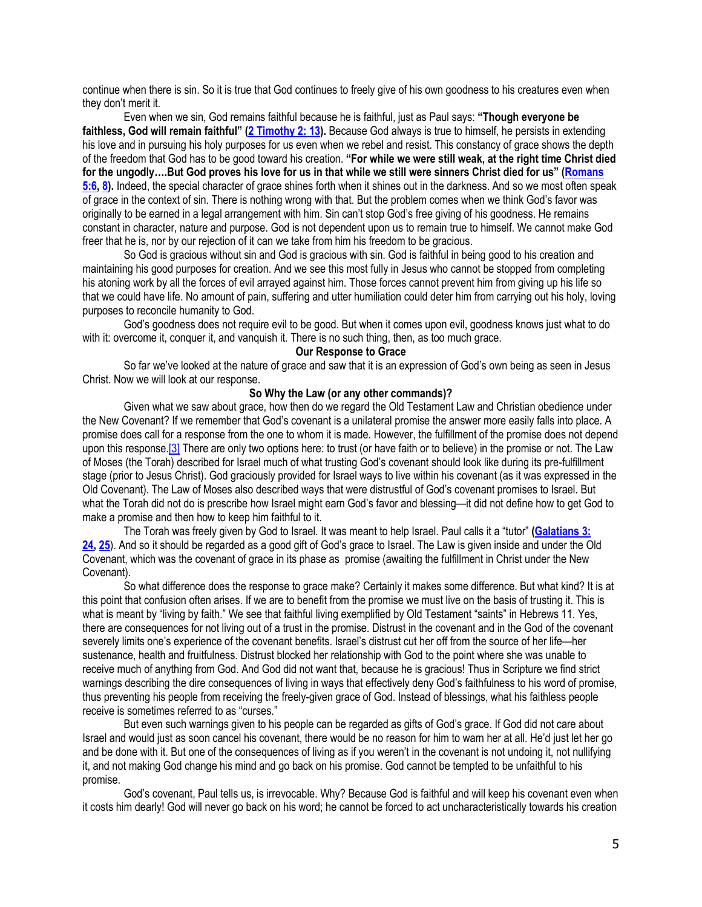continue when there is sin. So it is true that God continues to freely give of his own goodness to his creatures even when they don't merit it.

Even when we sin, God remains faithful because he is faithful, just as Paul says: **"Though everyone be faithless, God will remain faithful" (2 Timothy 2: 13).** Because God always is true to himself, he persists in extending his love and in pursuing his holy purposes for us even when we rebel and resist. This constancy of grace shows the depth of the freedom that God has to be good toward his creation. **"For while we were still weak, at the right time Christ died for the ungodly….But God proves his love for us in that while we still were sinners Christ died for us" (Romans 5:6, 8).** Indeed, the special character of grace shines forth when it shines out in the darkness. And so we most often speak of grace in the context of sin. There is nothing wrong with that. But the problem comes when we think God's favor was originally to be earned in a legal arrangement with him. Sin can't stop God's free giving of his goodness. He remains constant in character, nature and purpose. God is not dependent upon us to remain true to himself. We cannot make God freer that he is, nor by our rejection of it can we take from him his freedom to be gracious.

So God is gracious without sin and God is gracious with sin. God is faithful in being good to his creation and maintaining his good purposes for creation. And we see this most fully in Jesus who cannot be stopped from completing his atoning work by all the forces of evil arrayed against him. Those forces cannot prevent him from giving up his life so that we could have life. No amount of pain, suffering and utter humiliation could deter him from carrying out his holy, loving purposes to reconcile humanity to God.

God's goodness does not require evil to be good. But when it comes upon evil, goodness knows just what to do with it: overcome it, conquer it, and vanquish it. There is no such thing, then, as too much grace.

### Our Response to Grace

So far we've looked at the nature of grace and saw that it is an expression of God's own being as seen in Jesus Christ. Now we will look at our response.

### So Why the Law (or any other commands)?

Given what we saw about grace, how then do we regard the Old Testament Law and Christian obedience under the New Covenant? If we remember that God's covenant is a unilateral promise the answer more easily falls into place. A promise does call for a response from the one to whom it is made. However, the fulfillment of the promise does not depend upon this response.[3] There are only two options here: to trust (or have faith or to believe) in the promise or not. The Law of Moses (the Torah) described for Israel much of what trusting God's covenant should look like during its pre-fulfillment stage (prior to Jesus Christ). God graciously provided for Israel ways to live within his covenant (as it was expressed in the Old Covenant). The Law of Moses also described ways that were distrustful of God's covenant promises to Israel. But what the Torah did not do is prescribe how Israel might earn God's favor and blessing—it did not define how to get God to make a promise and then how to keep him faithful to it.

The Torah was freely given by God to Israel. It was meant to help Israel. Paul calls it a "tutor" **(Galatians 3: 24, 25)**. And so it should be regarded as a good gift of God's grace to Israel. The Law is given inside and under the Old Covenant, which was the covenant of grace in its phase as promise (awaiting the fulfillment in Christ under the New Covenant).

So what difference does the response to grace make? Certainly it makes some difference. But what kind? It is at this point that confusion often arises. If we are to benefit from the promise we must live on the basis of trusting it. This is what is meant by "living by faith." We see that faithful living exemplified by Old Testament "saints" in Hebrews 11. Yes, there are consequences for not living out of a trust in the promise. Distrust in the covenant and in the God of the covenant severely limits one's experience of the covenant benefits. Israel's distrust cut her off from the source of her life—her sustenance, health and fruitfulness. Distrust blocked her relationship with God to the point where she was unable to receive much of anything from God. And God did not want that, because he is gracious! Thus in Scripture we find strict warnings describing the dire consequences of living in ways that effectively deny God's faithfulness to his word of promise, thus preventing his people from receiving the freely-given grace of God. Instead of blessings, what his faithless people receive is sometimes referred to as "curses."

But even such warnings given to his people can be regarded as gifts of God's grace. If God did not care about Israel and would just as soon cancel his covenant, there would be no reason for him to warn her at all. He'd just let her go and be done with it. But one of the consequences of living as if you weren't in the covenant is not undoing it, not nullifying it, and not making God change his mind and go back on his promise. God cannot be tempted to be unfaithful to his promise.

God's covenant, Paul tells us, is irrevocable. Why? Because God is faithful and will keep his covenant even when it costs him dearly! God will never go back on his word; he cannot be forced to act uncharacteristically towards his creation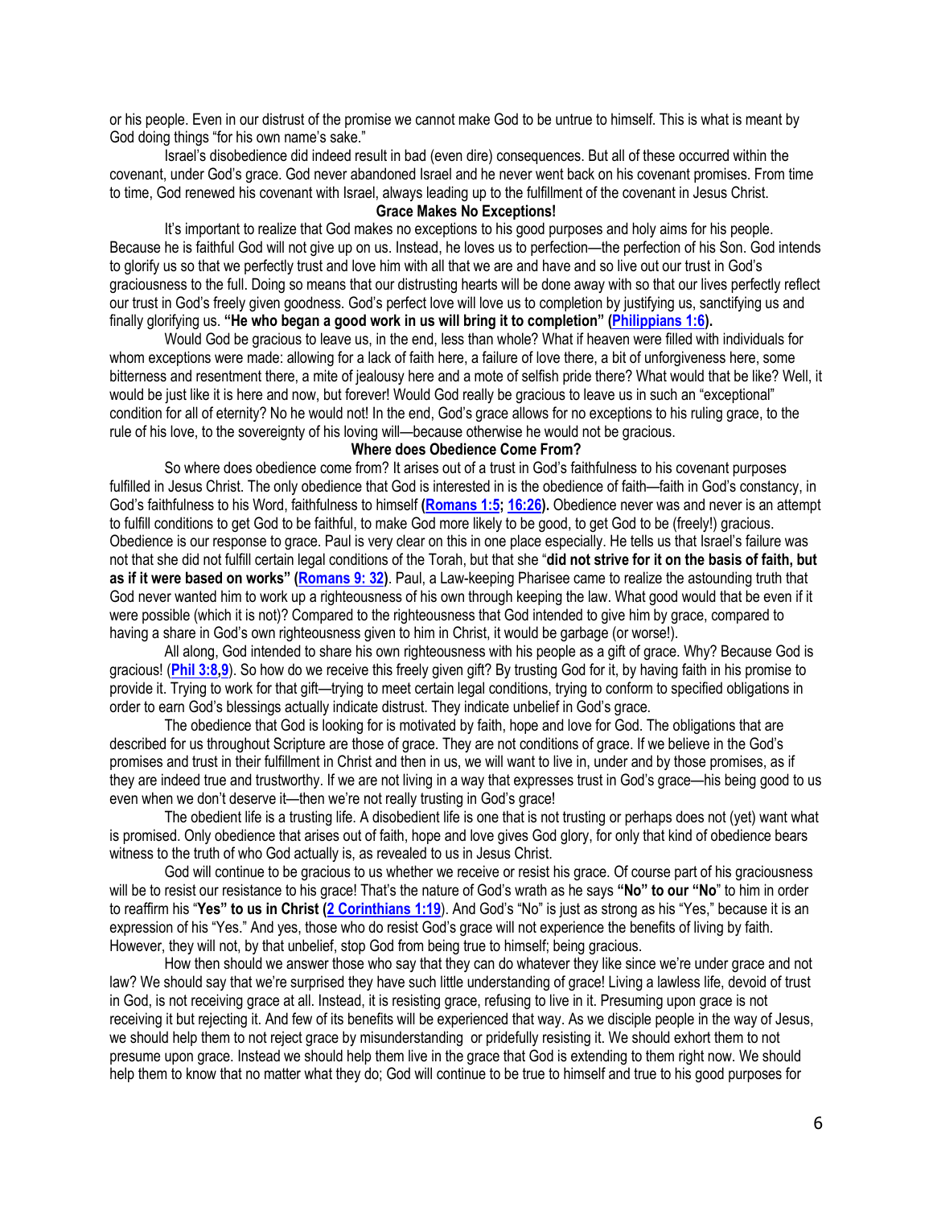or his people. Even in our distrust of the promise we cannot make God to be untrue to himself. This is what is meant by God doing things "for his own name's sake."

Israel's disobedience did indeed result in bad (even dire) consequences. But all of these occurred within the covenant, under God's grace. God never abandoned Israel and he never went back on his covenant promises. From time to time, God renewed his covenant with Israel, always leading up to the fulfillment of the covenant in Jesus Christ.

**Grace Makes No Exceptions!**

It's important to realize that God makes no exceptions to his good purposes and holy aims for his people. Because he is faithful God will not give up on us. Instead, he loves us to perfection—the perfection of his Son. God intends to glorify us so that we perfectly trust and love him with all that we are and have and so live out our trust in God's graciousness to the full. Doing so means that our distrusting hearts will be done away with so that our lives perfectly reflect our trust in God's freely given goodness. God's perfect love will love us to completion by justifying us, sanctifying us and finally glorifying us. **"He who began a good work in us will bring it to completion" (Philippians 1:6).**

Would God be gracious to leave us, in the end, less than whole? What if heaven were filled with individuals for whom exceptions were made: allowing for a lack of faith here, a failure of love there, a bit of unforgiveness here, some bitterness and resentment there, a mite of jealousy here and a mote of selfish pride there? What would that be like? Well, it would be just like it is here and now, but forever! Would God really be gracious to leave us in such an "exceptional" condition for all of eternity? No he would not! In the end, God's grace allows for no exceptions to his ruling grace, to the rule of his love, to the sovereignty of his loving will—because otherwise he would not be gracious.

**Where does Obedience Come From?**

So where does obedience come from? It arises out of a trust in God's faithfulness to his covenant purposes fulfilled in Jesus Christ. The only obedience that God is interested in is the obedience of faith—faith in God's constancy, in God's faithfulness to his Word, faithfulness to himself **(Romans 1:5; 16:26).** Obedience never was and never is an attempt to fulfill conditions to get God to be faithful, to make God more likely to be good, to get God to be (freely!) gracious. Obedience is our response to grace. Paul is very clear on this in one place especially. He tells us that Israel's failure was not that she did not fulfill certain legal conditions of the Torah, but that she "**did not strive for it on the basis of faith, but as if it were based on works" (Romans 9: 32)**. Paul, a Law-keeping Pharisee came to realize the astounding truth that God never wanted him to work up a righteousness of his own through keeping the law. What good would that be even if it were possible (which it is not)? Compared to the righteousness that God intended to give him by grace, compared to having a share in God's own righteousness given to him in Christ, it would be garbage (or worse!).

All along, God intended to share his own righteousness with his people as a gift of grace. Why? Because God is gracious! (**Phil 3:8,9**). So how do we receive this freely given gift? By trusting God for it, by having faith in his promise to provide it. Trying to work for that gift—trying to meet certain legal conditions, trying to conform to specified obligations in order to earn God's blessings actually indicate distrust. They indicate unbelief in God's grace.

The obedience that God is looking for is motivated by faith, hope and love for God. The obligations that are described for us throughout Scripture are those of grace. They are not conditions of grace. If we believe in the God's promises and trust in their fulfillment in Christ and then in us, we will want to live in, under and by those promises, as if they are indeed true and trustworthy. If we are not living in a way that expresses trust in God's grace—his being good to us even when we don't deserve it—then we're not really trusting in God's grace!

The obedient life is a trusting life. A disobedient life is one that is not trusting or perhaps does not (yet) want what is promised. Only obedience that arises out of faith, hope and love gives God glory, for only that kind of obedience bears witness to the truth of who God actually is, as revealed to us in Jesus Christ.

God will continue to be gracious to us whether we receive or resist his grace. Of course part of his graciousness will be to resist our resistance to his grace! That's the nature of God's wrath as he says **"No" to our "No**" to him in order to reaffirm his "**Yes" to us in Christ (2 Corinthians 1:19**). And God's "No" is just as strong as his "Yes," because it is an expression of his "Yes." And yes, those who do resist God's grace will not experience the benefits of living by faith. However, they will not, by that unbelief, stop God from being true to himself; being gracious.

How then should we answer those who say that they can do whatever they like since we're under grace and not law? We should say that we're surprised they have such little understanding of grace! Living a lawless life, devoid of trust in God, is not receiving grace at all. Instead, it is resisting grace, refusing to live in it. Presuming upon grace is not receiving it but rejecting it. And few of its benefits will be experienced that way. As we disciple people in the way of Jesus, we should help them to not reject grace by misunderstanding or pridefully resisting it. We should exhort them to not presume upon grace. Instead we should help them live in the grace that God is extending to them right now. We should help them to know that no matter what they do; God will continue to be true to himself and true to his good purposes for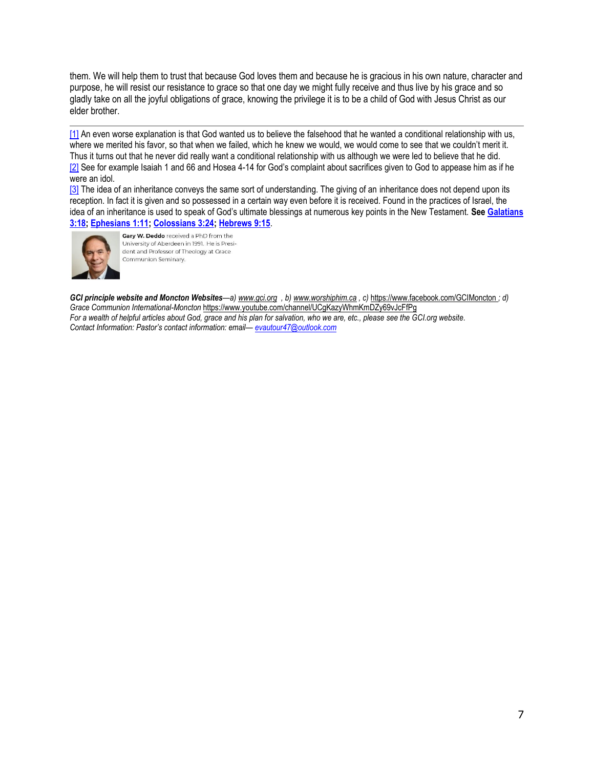them. We will help them to trust that because God loves them and because he is gracious in his own nature, character and purpose, he will resist our resistance to grace so that one day we might fully receive and thus live by his grace and so gladly take on all the joyful obligations of grace, knowing the privilege it is to be a child of God with Jesus Christ as our elder brother.

---

[1] An even worse explanation is that God wanted us to believe the falsehood that he wanted a conditional relationship with us, where we merited his favor, so that when we failed, which he knew we would, we would come to see that we couldn't merit it. Thus it turns out that he never did really want a conditional relationship with us although we were led to believe that he did.
[2] See for example Isaiah 1 and 66 and Hosea 4-14 for God's complaint about sacrifices given to God to appease him as if he were an idol.
[3] The idea of an inheritance conveys the same sort of understanding. The giving of an inheritance does not depend upon its reception. In fact it is given and so possessed in a certain way even before it is received. Found in the practices of Israel, the idea of an inheritance is used to speak of God's ultimate blessings at numerous key points in the New Testament. **See Galatians 3:18; Ephesians 1:11; Colossians 3:24; Hebrews 9:15**.

**Gary W. Deddo** received a PhD from the University of Aberdeen in 1991. He is President and Professor of Theology at Grace Communion Seminary.

***GCI principle website and Moncton Websites****—a) www.gci.org , b) www.worshiphim.ca , c)* https://www.facebook.com/GCIMoncton *; d) Grace Communion International-Moncton* https://www.youtube.com/channel/UCgKazyWhmKmDZy69vJcFfPg
*For a wealth of helpful articles about God, grace and his plan for salvation, who we are, etc., please see the GCI.org website.*
*Contact Information: Pastor's contact information: email— evautour47@outlook.com*